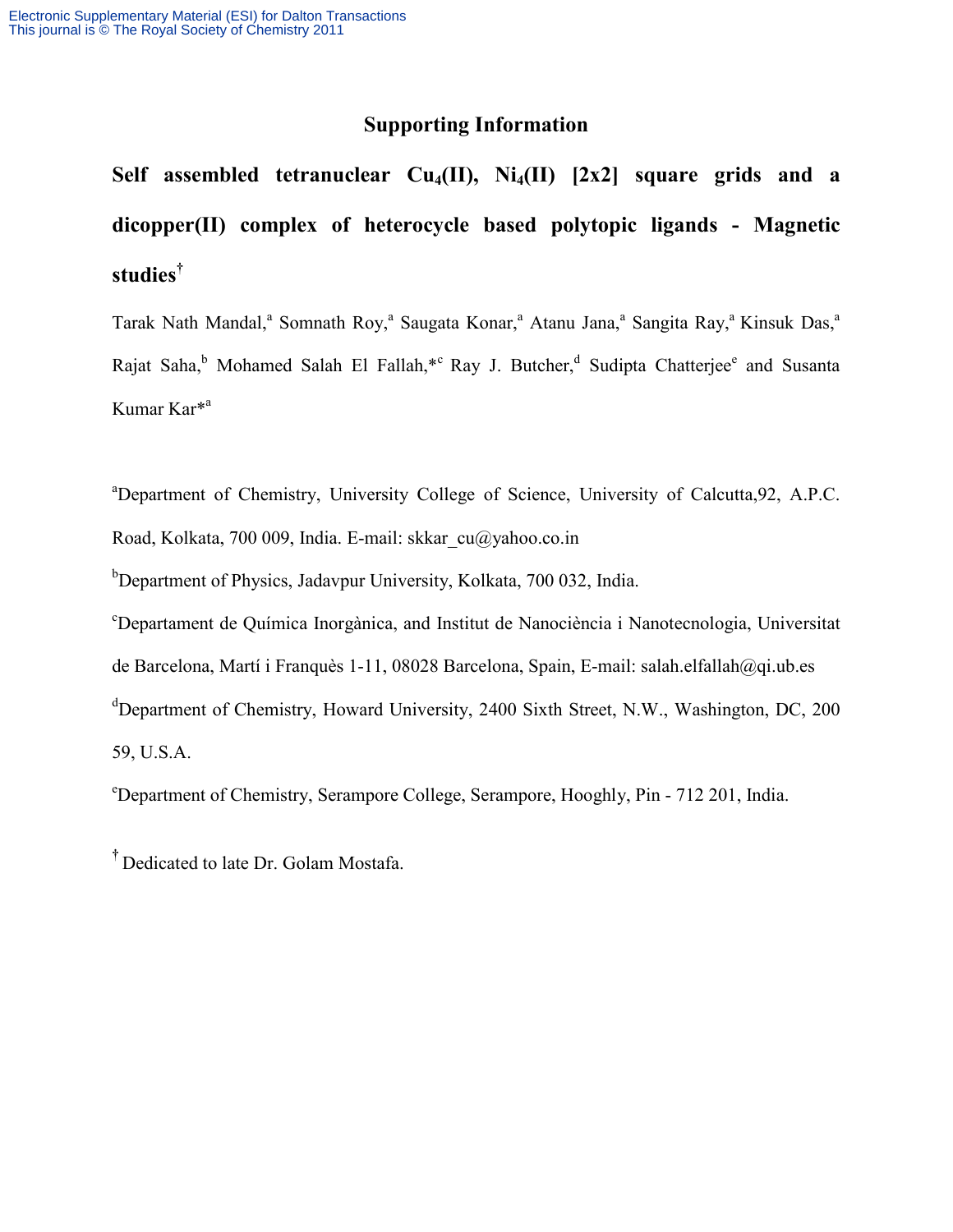# Supporting Information

## Self assembled tetranuclear $Cu_4$(II), $Ni_4$(II) [2x2] square grids and a dicopper(II) complex of heterocycle based polytopic ligands - Magnetic studies†

Tarak Nath Mandal,[a] Somnath Roy,[a] Saugata Konar,[a] Atanu Jana,[a] Sangita Ray,[a] Kinsuk Das,[a] Rajat Saha,[b] Mohamed Salah El Fallah,*[c] Ray J. Butcher,[d] Sudipta Chatterjee[e] and Susanta Kumar Kar*[a]

[a]Department of Chemistry, University College of Science, University of Calcutta,92, A.P.C. Road, Kolkata, 700 009, India. E-mail: skkar_cu@yahoo.co.in

[b]Department of Physics, Jadavpur University, Kolkata, 700 032, India.

[c]Departament de Química Inorgànica, and Institut de Nanociència i Nanotecnologia, Universitat de Barcelona, Martí i Franquès 1-11, 08028 Barcelona, Spain, E-mail: salah.elfallah@qi.ub.es

[d]Department of Chemistry, Howard University, 2400 Sixth Street, N.W., Washington, DC, 200 59, U.S.A.

[e]Department of Chemistry, Serampore College, Serampore, Hooghly, Pin - 712 201, India.

† Dedicated to late Dr. Golam Mostafa.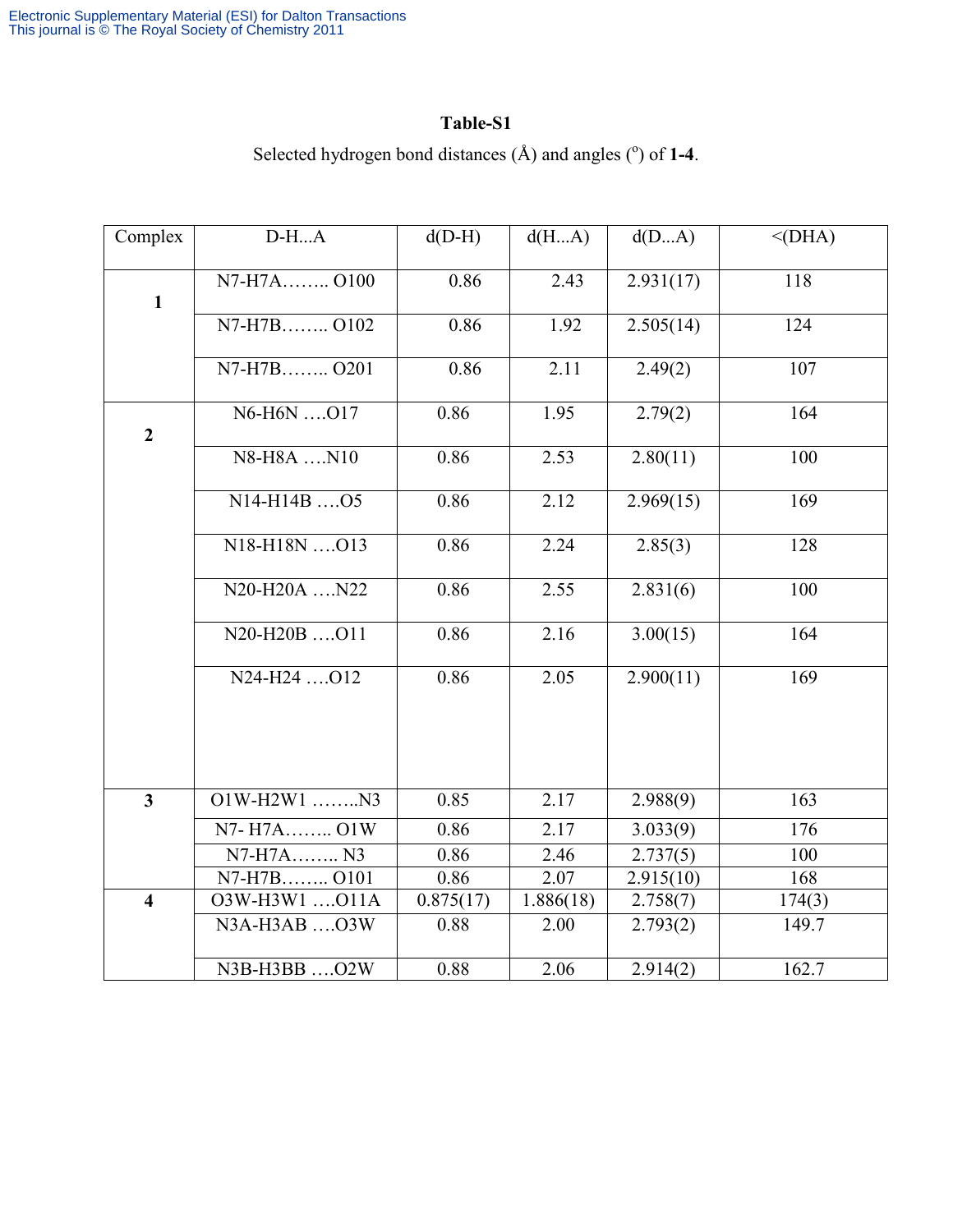**Table-S1**

Selected hydrogen bond distances (Å) and angles (°) of **1-4**.

| Complex | D-H...A | d(D-H) | d(H...A) | d(D...A) | <(DHA) |
|---|---|---|---|---|---|
| **1** | N7-H7A…….. O100 | 0.86 | 2.43 | 2.931(17) | 118 |
| | N7-H7B…….. O102 | 0.86 | 1.92 | 2.505(14) | 124 |
| | N7-H7B…….. O201 | 0.86 | 2.11 | 2.49(2) | 107 |
| **2** | N6-H6N ….O17 | 0.86 | 1.95 | 2.79(2) | 164 |
| | N8-H8A ….N10 | 0.86 | 2.53 | 2.80(11) | 100 |
| | N14-H14B ….O5 | 0.86 | 2.12 | 2.969(15) | 169 |
| | N18-H18N ….O13 | 0.86 | 2.24 | 2.85(3) | 128 |
| | N20-H20A ….N22 | 0.86 | 2.55 | 2.831(6) | 100 |
| | N20-H20B ….O11 | 0.86 | 2.16 | 3.00(15) | 164 |
| | N24-H24 ….O12 | 0.86 | 2.05 | 2.900(11) | 169 |
| **3** | O1W-H2W1 ……..N3 | 0.85 | 2.17 | 2.988(9) | 163 |
| | N7- H7A…….. O1W | 0.86 | 2.17 | 3.033(9) | 176 |
| | N7-H7A…….. N3 | 0.86 | 2.46 | 2.737(5) | 100 |
| | N7-H7B…….. O101 | 0.86 | 2.07 | 2.915(10) | 168 |
| **4** | O3W-H3W1 ….O11A | 0.875(17) | 1.886(18) | 2.758(7) | 174(3) |
| | N3A-H3AB ….O3W | 0.88 | 2.00 | 2.793(2) | 149.7 |
| | N3B-H3BB ….O2W | 0.88 | 2.06 | 2.914(2) | 162.7 |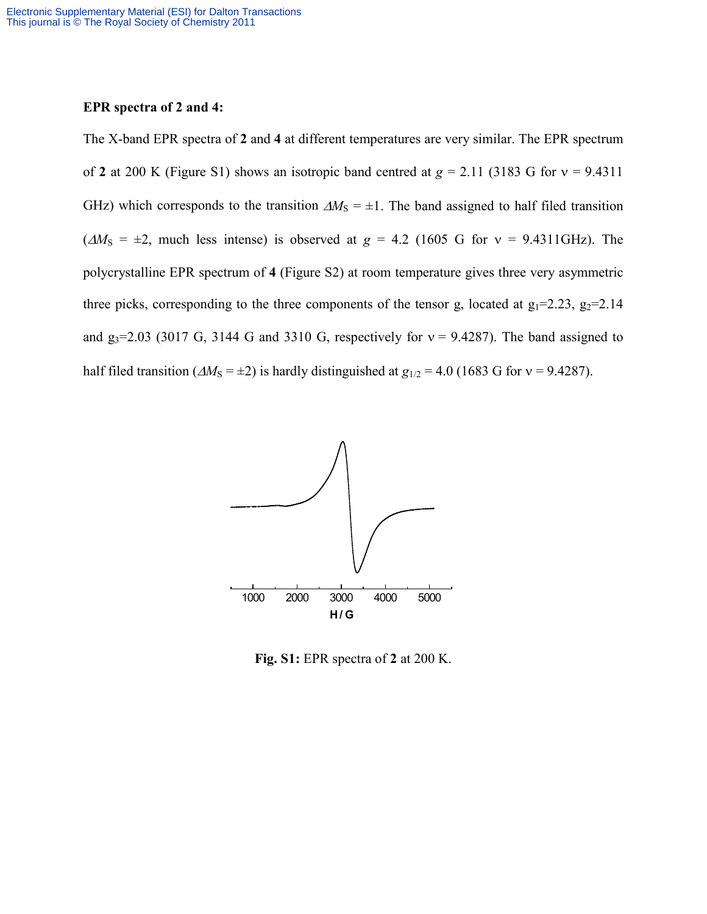**EPR spectra of 2 and 4:**

The X-band EPR spectra of **2** and **4** at different temperatures are very similar. The EPR spectrum of **2** at 200 K (Figure S1) shows an isotropic band centred at $g$ = 2.11 (3183 G for ν = 9.4311 GHz) which corresponds to the transition $\Delta M_S = \pm 1$. The band assigned to half filed transition ($\Delta M_S = \pm 2$, much less intense) is observed at $g$ = 4.2 (1605 G for ν = 9.4311GHz). The polycrystalline EPR spectrum of **4** (Figure S2) at room temperature gives three very asymmetric three picks, corresponding to the three components of the tensor g, located at $g_1$=2.23, $g_2$=2.14 and $g_3$=2.03 (3017 G, 3144 G and 3310 G, respectively for ν = 9.4287). The band assigned to half filed transition ($\Delta M_S = \pm 2$) is hardly distinguished at $g_{1/2}$ = 4.0 (1683 G for ν = 9.4287).

**Fig. S1:** EPR spectra of **2** at 200 K.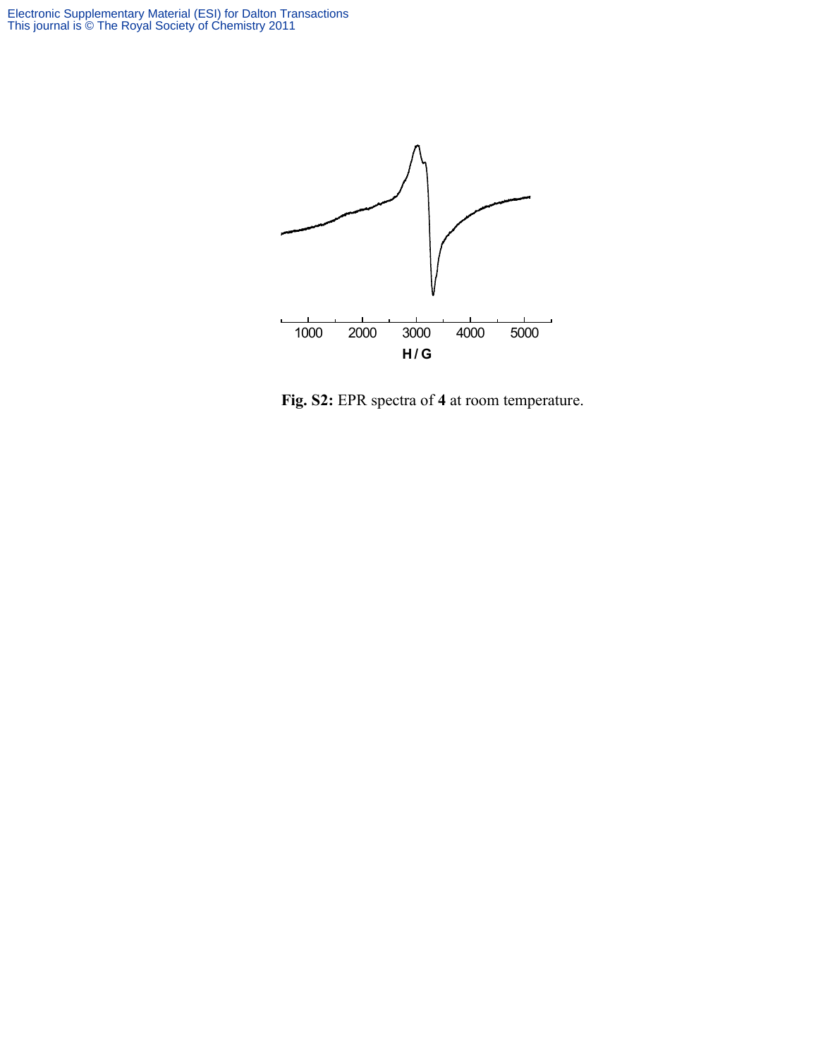1000
2000
3000
4000
5000
H / G

**Fig. S2:** EPR spectra of **4** at room temperature.